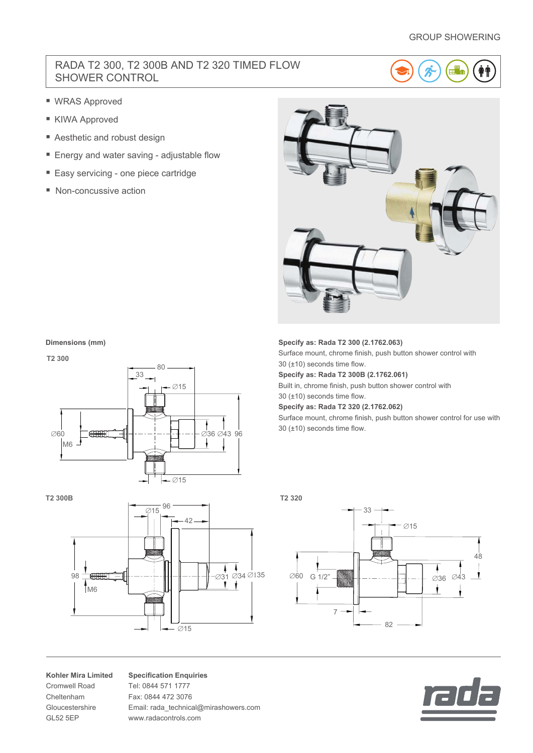GROUP SHOWERING

# RADA T2 300, T2 300B AND T2 320 TIMED FLOW SHOWER CONTROL

- WRAS Approved
- KIWA Approved
- Aesthetic and robust design
- Energy and water saving - adjustable flow
- Easy servicing - one piece cartridge
- Non-concussive action

**Dimensions (mm)**

**T2 300**

**T2 300B**

**T2 320**

**Specify as: Rada T2 300 (2.1762.063)**
Surface mount, chrome finish, push button shower control with 30 (±10) seconds time flow.

**Specify as: Rada T2 300B (2.1762.061)**
Built in, chrome finish, push button shower control with 30 (±10) seconds time flow.

**Specify as: Rada T2 320 (2.1762.062)**
Surface mount, chrome finish, push button shower control for use with 30 (±10) seconds time flow.

**Kohler Mira Limited**
Cromwell Road
Cheltenham
Gloucestershire
GL52 5EP

**Specification Enquiries**
Tel: 0844 571 1777
Fax: 0844 472 3076
Email: rada_technical@mirashowers.com
www.radacontrols.com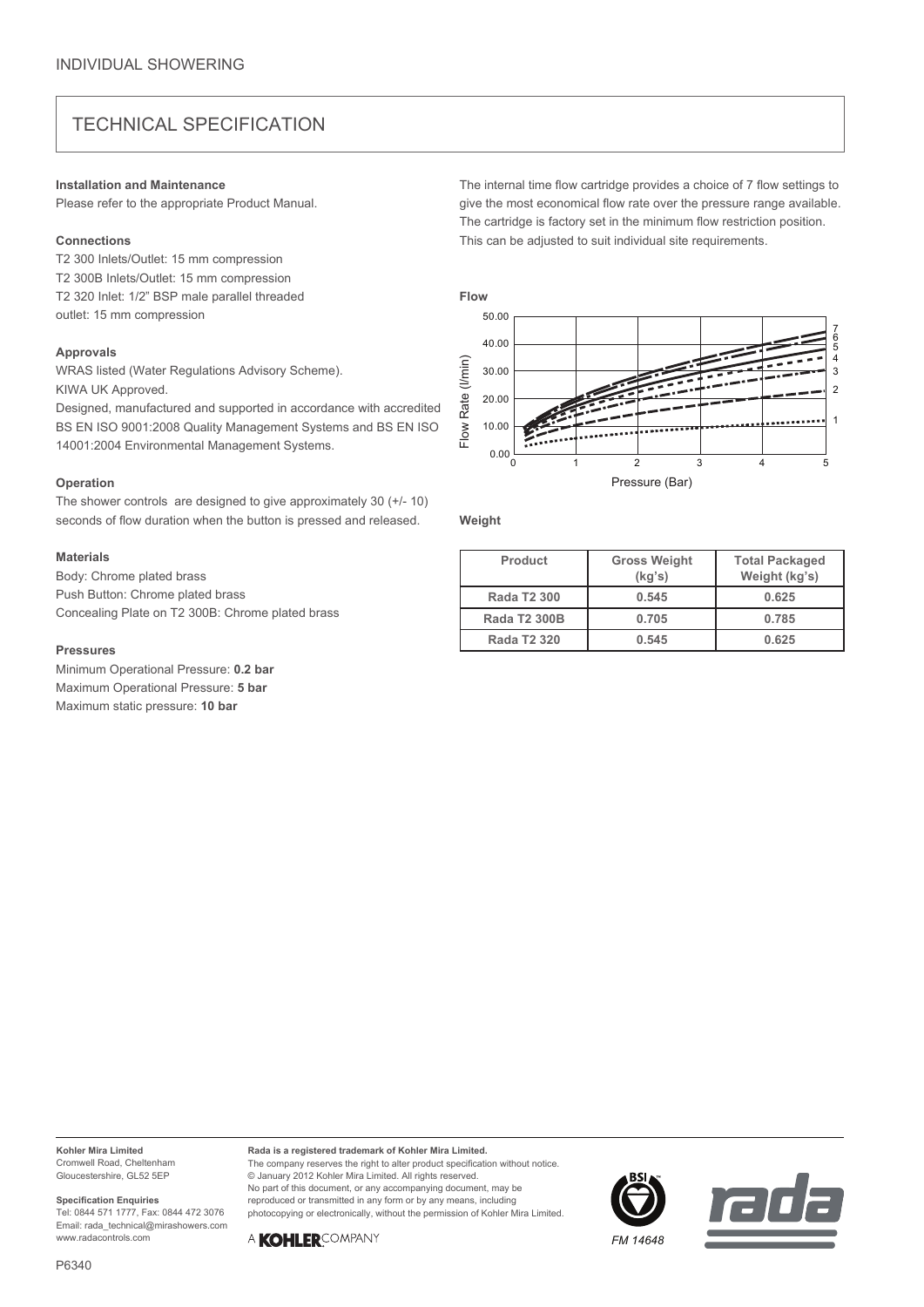INDIVIDUAL SHOWERING

# TECHNICAL SPECIFICATION

### Installation and Maintenance

Please refer to the appropriate Product Manual.

### Connections

T2 300 Inlets/Outlet: 15 mm compression
T2 300B Inlets/Outlet: 15 mm compression
T2 320 Inlet: 1/2" BSP male parallel threaded
outlet: 15 mm compression

### Approvals

WRAS listed (Water Regulations Advisory Scheme).
KIWA UK Approved.
Designed, manufactured and supported in accordance with accredited BS EN ISO 9001:2008 Quality Management Systems and BS EN ISO 14001:2004 Environmental Management Systems.

### Operation

The shower controls are designed to give approximately 30 (+/- 10) seconds of flow duration when the button is pressed and released.

### Materials

Body: Chrome plated brass
Push Button: Chrome plated brass
Concealing Plate on T2 300B: Chrome plated brass

### Pressures

Minimum Operational Pressure: **0.2 bar**
Maximum Operational Pressure: **5 bar**
Maximum static pressure: **10 bar**

The internal time flow cartridge provides a choice of 7 flow settings to give the most economical flow rate over the pressure range available. The cartridge is factory set in the minimum flow restriction position. This can be adjusted to suit individual site requirements.

### Flow

Flow Rate (l/min)
50.00
40.00
30.00
20.00
10.00
0.00
0 1 2 3 4 5
Pressure (Bar)
7
6
5
4
3
2
1

### Weight

| Product | Gross Weight (kg's) | Total Packaged Weight (kg's) |
|---|---|---|
| Rada T2 300 | 0.545 | 0.625 |
| Rada T2 300B | 0.705 | 0.785 |
| Rada T2 320 | 0.545 | 0.625 |

**Kohler Mira Limited**
Cromwell Road, Cheltenham
Gloucestershire, GL52 5EP

**Specification Enquiries**
Tel: 0844 571 1777, Fax: 0844 472 3076
Email: rada_technical@mirashowers.com
www.radacontrols.com

**Rada is a registered trademark of Kohler Mira Limited.**
The company reserves the right to alter product specification without notice.
© January 2012 Kohler Mira Limited. All rights reserved.
No part of this document, or any accompanying document, may be reproduced or transmitted in any form or by any means, including photocopying or electronically, without the permission of Kohler Mira Limited.

A KOHLER COMPANY

FM 14648

P6340